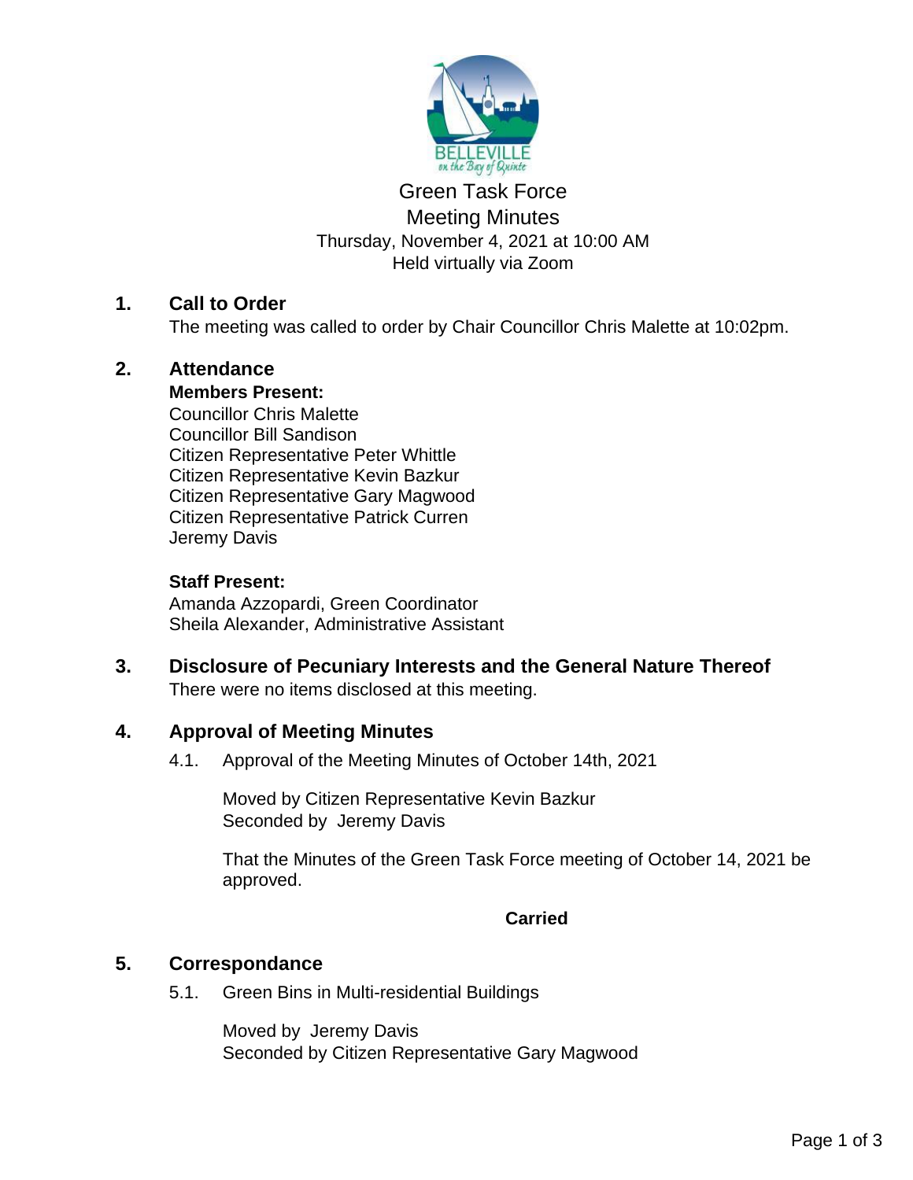# Green Task Force
## Meeting Minutes

Thursday, November 4, 2021 at 10:00 AM
Held virtually via Zoom

## 1. Call to Order

The meeting was called to order by Chair Councillor Chris Malette at 10:02pm.

## 2. Attendance

**Members Present:**
Councillor Chris Malette
Councillor Bill Sandison
Citizen Representative Peter Whittle
Citizen Representative Kevin Bazkur
Citizen Representative Gary Magwood
Citizen Representative Patrick Curren
Jeremy Davis

**Staff Present:**
Amanda Azzopardi, Green Coordinator
Sheila Alexander, Administrative Assistant

## 3. Disclosure of Pecuniary Interests and the General Nature Thereof

There were no items disclosed at this meeting.

## 4. Approval of Meeting Minutes

4.1. Approval of the Meeting Minutes of October 14th, 2021

Moved by Citizen Representative Kevin Bazkur
Seconded by Jeremy Davis

That the Minutes of the Green Task Force meeting of October 14, 2021 be approved.

**Carried**

## 5. Correspondance

5.1. Green Bins in Multi-residential Buildings

Moved by Jeremy Davis
Seconded by Citizen Representative Gary Magwood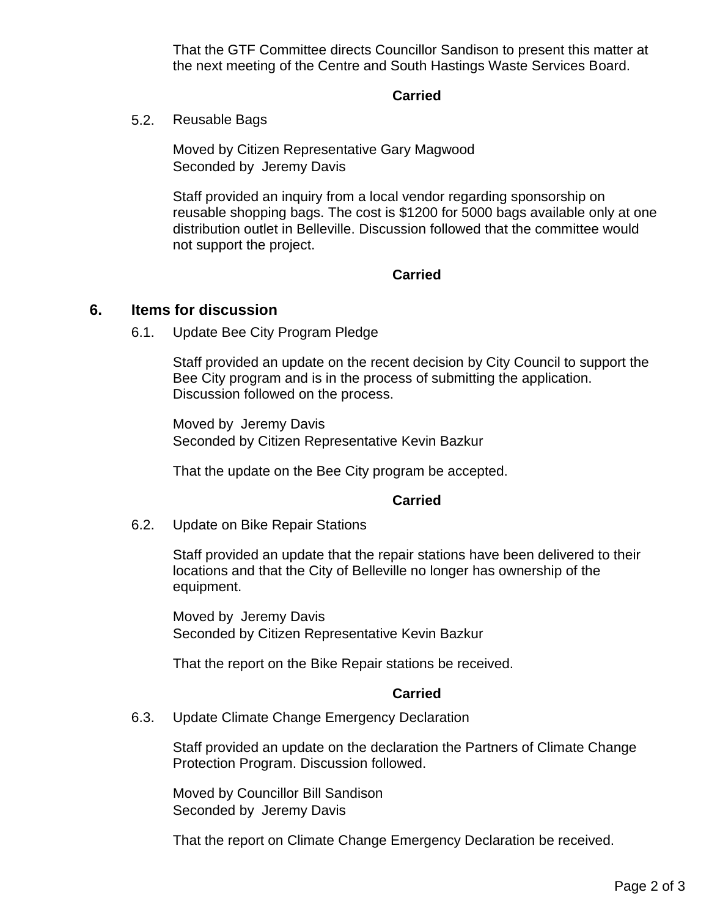That the GTF Committee directs Councillor Sandison to present this matter at the next meeting of the Centre and South Hastings Waste Services Board.

**Carried**

5.2. Reusable Bags

Moved by Citizen Representative Gary Magwood
Seconded by Jeremy Davis

Staff provided an inquiry from a local vendor regarding sponsorship on reusable shopping bags. The cost is $1200 for 5000 bags available only at one distribution outlet in Belleville. Discussion followed that the committee would not support the project.

**Carried**

## 6. Items for discussion

6.1. Update Bee City Program Pledge

Staff provided an update on the recent decision by City Council to support the Bee City program and is in the process of submitting the application. Discussion followed on the process.

Moved by Jeremy Davis
Seconded by Citizen Representative Kevin Bazkur

That the update on the Bee City program be accepted.

**Carried**

6.2. Update on Bike Repair Stations

Staff provided an update that the repair stations have been delivered to their locations and that the City of Belleville no longer has ownership of the equipment.

Moved by Jeremy Davis
Seconded by Citizen Representative Kevin Bazkur

That the report on the Bike Repair stations be received.

**Carried**

6.3. Update Climate Change Emergency Declaration

Staff provided an update on the declaration the Partners of Climate Change Protection Program. Discussion followed.

Moved by Councillor Bill Sandison
Seconded by Jeremy Davis

That the report on Climate Change Emergency Declaration be received.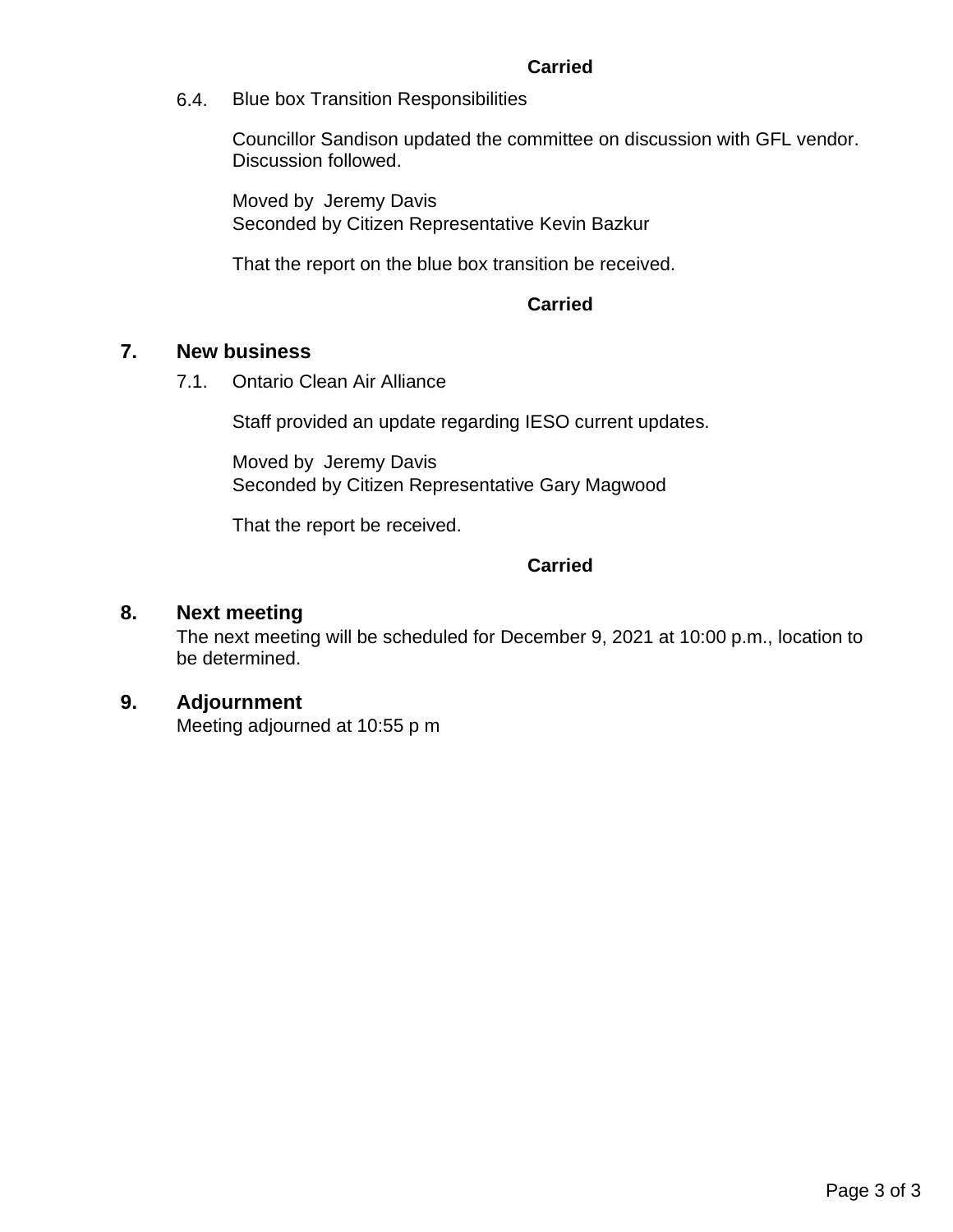**Carried**

6.4. Blue box Transition Responsibilities

Councillor Sandison updated the committee on discussion with GFL vendor. Discussion followed.

Moved by Jeremy Davis
Seconded by Citizen Representative Kevin Bazkur

That the report on the blue box transition be received.

**Carried**

## 7. New business

7.1. Ontario Clean Air Alliance

Staff provided an update regarding IESO current updates.

Moved by Jeremy Davis
Seconded by Citizen Representative Gary Magwood

That the report be received.

**Carried**

## 8. Next meeting

The next meeting will be scheduled for December 9, 2021 at 10:00 p.m., location to be determined.

## 9. Adjournment

Meeting adjourned at 10:55 p m